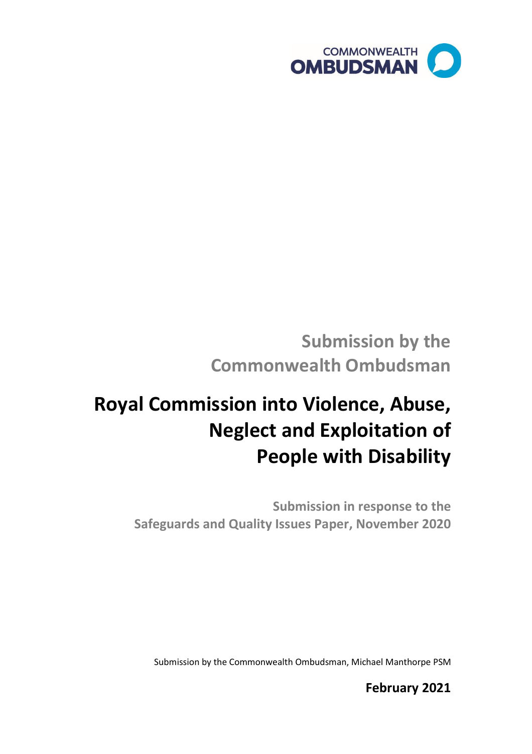COMMONWEALTH OMBUDSMAN

Submission by the Commonwealth Ombudsman

# Royal Commission into Violence, Abuse, Neglect and Exploitation of People with Disability

Submission in response to the Safeguards and Quality Issues Paper, November 2020

Submission by the Commonwealth Ombudsman, Michael Manthorpe PSM

**February 2021**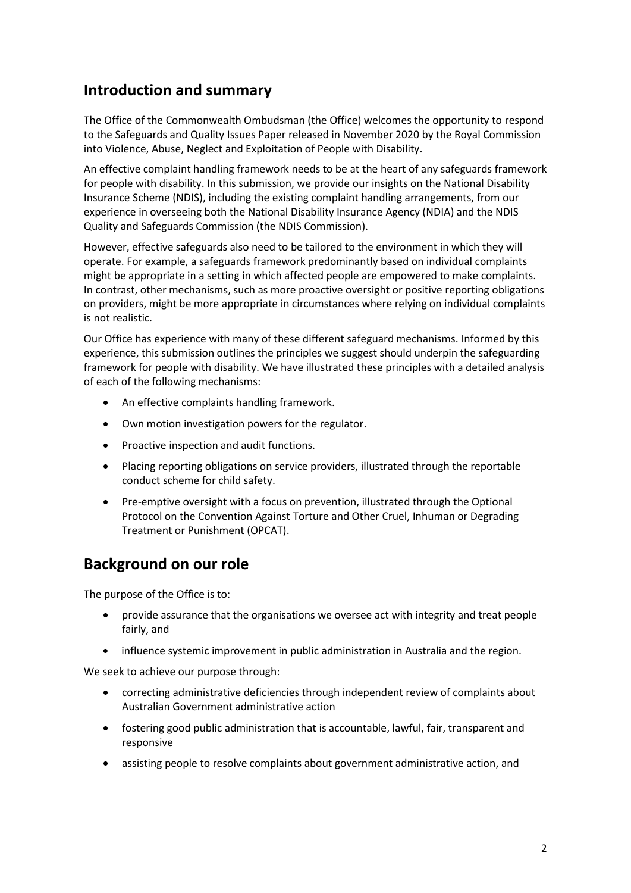## Introduction and summary

The Office of the Commonwealth Ombudsman (the Office) welcomes the opportunity to respond to the Safeguards and Quality Issues Paper released in November 2020 by the Royal Commission into Violence, Abuse, Neglect and Exploitation of People with Disability.

An effective complaint handling framework needs to be at the heart of any safeguards framework for people with disability. In this submission, we provide our insights on the National Disability Insurance Scheme (NDIS), including the existing complaint handling arrangements, from our experience in overseeing both the National Disability Insurance Agency (NDIA) and the NDIS Quality and Safeguards Commission (the NDIS Commission).

However, effective safeguards also need to be tailored to the environment in which they will operate. For example, a safeguards framework predominantly based on individual complaints might be appropriate in a setting in which affected people are empowered to make complaints. In contrast, other mechanisms, such as more proactive oversight or positive reporting obligations on providers, might be more appropriate in circumstances where relying on individual complaints is not realistic.

Our Office has experience with many of these different safeguard mechanisms. Informed by this experience, this submission outlines the principles we suggest should underpin the safeguarding framework for people with disability. We have illustrated these principles with a detailed analysis of each of the following mechanisms:

- An effective complaints handling framework.
- Own motion investigation powers for the regulator.
- Proactive inspection and audit functions.
- Placing reporting obligations on service providers, illustrated through the reportable conduct scheme for child safety.
- Pre-emptive oversight with a focus on prevention, illustrated through the Optional Protocol on the Convention Against Torture and Other Cruel, Inhuman or Degrading Treatment or Punishment (OPCAT).

## Background on our role

The purpose of the Office is to:

- provide assurance that the organisations we oversee act with integrity and treat people fairly, and
- influence systemic improvement in public administration in Australia and the region.

We seek to achieve our purpose through:

- correcting administrative deficiencies through independent review of complaints about Australian Government administrative action
- fostering good public administration that is accountable, lawful, fair, transparent and responsive
- assisting people to resolve complaints about government administrative action, and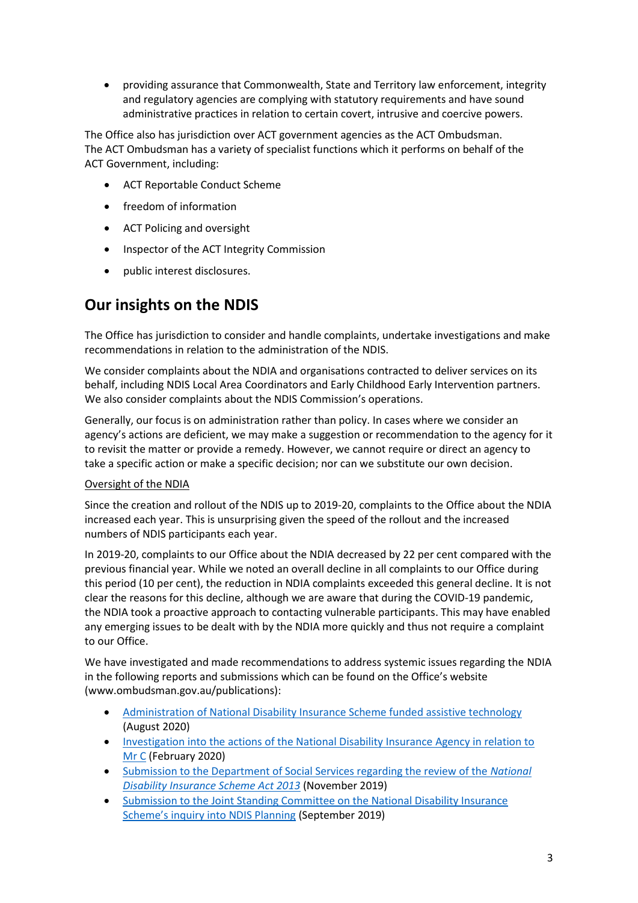- providing assurance that Commonwealth, State and Territory law enforcement, integrity and regulatory agencies are complying with statutory requirements and have sound administrative practices in relation to certain covert, intrusive and coercive powers.

The Office also has jurisdiction over ACT government agencies as the ACT Ombudsman. The ACT Ombudsman has a variety of specialist functions which it performs on behalf of the ACT Government, including:

- ACT Reportable Conduct Scheme
- freedom of information
- ACT Policing and oversight
- Inspector of the ACT Integrity Commission
- public interest disclosures.

## Our insights on the NDIS

The Office has jurisdiction to consider and handle complaints, undertake investigations and make recommendations in relation to the administration of the NDIS.

We consider complaints about the NDIA and organisations contracted to deliver services on its behalf, including NDIS Local Area Coordinators and Early Childhood Early Intervention partners. We also consider complaints about the NDIS Commission's operations.

Generally, our focus is on administration rather than policy. In cases where we consider an agency's actions are deficient, we may make a suggestion or recommendation to the agency for it to revisit the matter or provide a remedy. However, we cannot require or direct an agency to take a specific action or make a specific decision; nor can we substitute our own decision.

Oversight of the NDIA

Since the creation and rollout of the NDIS up to 2019-20, complaints to the Office about the NDIA increased each year. This is unsurprising given the speed of the rollout and the increased numbers of NDIS participants each year.

In 2019-20, complaints to our Office about the NDIA decreased by 22 per cent compared with the previous financial year. While we noted an overall decline in all complaints to our Office during this period (10 per cent), the reduction in NDIA complaints exceeded this general decline. It is not clear the reasons for this decline, although we are aware that during the COVID-19 pandemic, the NDIA took a proactive approach to contacting vulnerable participants. This may have enabled any emerging issues to be dealt with by the NDIA more quickly and thus not require a complaint to our Office.

We have investigated and made recommendations to address systemic issues regarding the NDIA in the following reports and submissions which can be found on the Office's website (www.ombudsman.gov.au/publications):

- Administration of National Disability Insurance Scheme funded assistive technology (August 2020)
- Investigation into the actions of the National Disability Insurance Agency in relation to Mr C (February 2020)
- Submission to the Department of Social Services regarding the review of the *National Disability Insurance Scheme Act 2013* (November 2019)
- Submission to the Joint Standing Committee on the National Disability Insurance Scheme's inquiry into NDIS Planning (September 2019)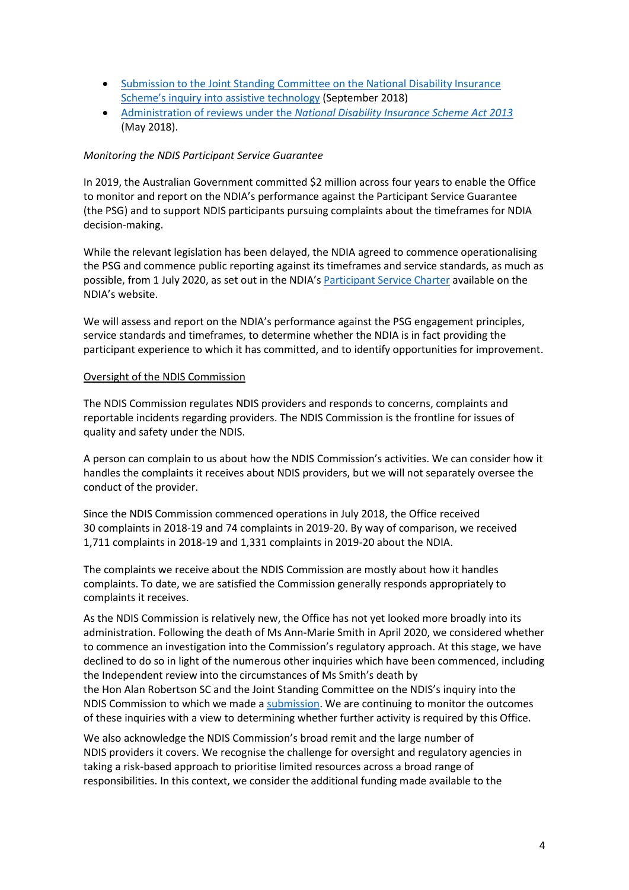- Submission to the Joint Standing Committee on the National Disability Insurance Scheme's inquiry into assistive technology (September 2018)
- Administration of reviews under the *National Disability Insurance Scheme Act 2013* (May 2018).

*Monitoring the NDIS Participant Service Guarantee*

In 2019, the Australian Government committed $2 million across four years to enable the Office to monitor and report on the NDIA's performance against the Participant Service Guarantee (the PSG) and to support NDIS participants pursuing complaints about the timeframes for NDIA decision-making.

While the relevant legislation has been delayed, the NDIA agreed to commence operationalising the PSG and commence public reporting against its timeframes and service standards, as much as possible, from 1 July 2020, as set out in the NDIA's Participant Service Charter available on the NDIA's website.

We will assess and report on the NDIA's performance against the PSG engagement principles, service standards and timeframes, to determine whether the NDIA is in fact providing the participant experience to which it has committed, and to identify opportunities for improvement.

<u>Oversight of the NDIS Commission</u>

The NDIS Commission regulates NDIS providers and responds to concerns, complaints and reportable incidents regarding providers. The NDIS Commission is the frontline for issues of quality and safety under the NDIS.

A person can complain to us about how the NDIS Commission's activities. We can consider how it handles the complaints it receives about NDIS providers, but we will not separately oversee the conduct of the provider.

Since the NDIS Commission commenced operations in July 2018, the Office received 30 complaints in 2018-19 and 74 complaints in 2019-20. By way of comparison, we received 1,711 complaints in 2018-19 and 1,331 complaints in 2019-20 about the NDIA.

The complaints we receive about the NDIS Commission are mostly about how it handles complaints. To date, we are satisfied the Commission generally responds appropriately to complaints it receives.

As the NDIS Commission is relatively new, the Office has not yet looked more broadly into its administration. Following the death of Ms Ann-Marie Smith in April 2020, we considered whether to commence an investigation into the Commission's regulatory approach. At this stage, we have declined to do so in light of the numerous other inquiries which have been commenced, including the Independent review into the circumstances of Ms Smith's death by the Hon Alan Robertson SC and the Joint Standing Committee on the NDIS's inquiry into the NDIS Commission to which we made a submission. We are continuing to monitor the outcomes of these inquiries with a view to determining whether further activity is required by this Office.

We also acknowledge the NDIS Commission's broad remit and the large number of NDIS providers it covers. We recognise the challenge for oversight and regulatory agencies in taking a risk-based approach to prioritise limited resources across a broad range of responsibilities. In this context, we consider the additional funding made available to the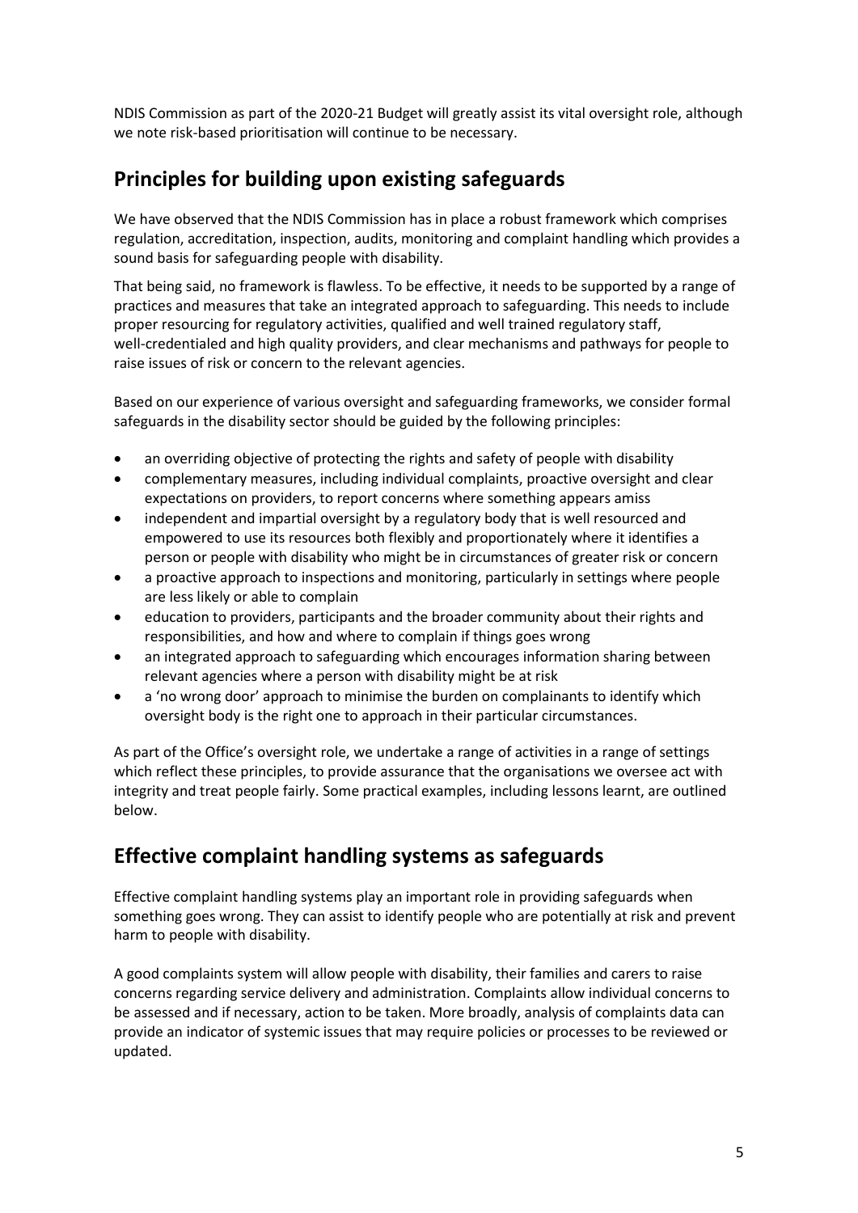NDIS Commission as part of the 2020-21 Budget will greatly assist its vital oversight role, although we note risk-based prioritisation will continue to be necessary.

## Principles for building upon existing safeguards

We have observed that the NDIS Commission has in place a robust framework which comprises regulation, accreditation, inspection, audits, monitoring and complaint handling which provides a sound basis for safeguarding people with disability.

That being said, no framework is flawless. To be effective, it needs to be supported by a range of practices and measures that take an integrated approach to safeguarding. This needs to include proper resourcing for regulatory activities, qualified and well trained regulatory staff, well-credentialed and high quality providers, and clear mechanisms and pathways for people to raise issues of risk or concern to the relevant agencies.

Based on our experience of various oversight and safeguarding frameworks, we consider formal safeguards in the disability sector should be guided by the following principles:

- an overriding objective of protecting the rights and safety of people with disability
- complementary measures, including individual complaints, proactive oversight and clear expectations on providers, to report concerns where something appears amiss
- independent and impartial oversight by a regulatory body that is well resourced and empowered to use its resources both flexibly and proportionately where it identifies a person or people with disability who might be in circumstances of greater risk or concern
- a proactive approach to inspections and monitoring, particularly in settings where people are less likely or able to complain
- education to providers, participants and the broader community about their rights and responsibilities, and how and where to complain if things goes wrong
- an integrated approach to safeguarding which encourages information sharing between relevant agencies where a person with disability might be at risk
- a 'no wrong door' approach to minimise the burden on complainants to identify which oversight body is the right one to approach in their particular circumstances.

As part of the Office's oversight role, we undertake a range of activities in a range of settings which reflect these principles, to provide assurance that the organisations we oversee act with integrity and treat people fairly. Some practical examples, including lessons learnt, are outlined below.

## Effective complaint handling systems as safeguards

Effective complaint handling systems play an important role in providing safeguards when something goes wrong. They can assist to identify people who are potentially at risk and prevent harm to people with disability.

A good complaints system will allow people with disability, their families and carers to raise concerns regarding service delivery and administration. Complaints allow individual concerns to be assessed and if necessary, action to be taken. More broadly, analysis of complaints data can provide an indicator of systemic issues that may require policies or processes to be reviewed or updated.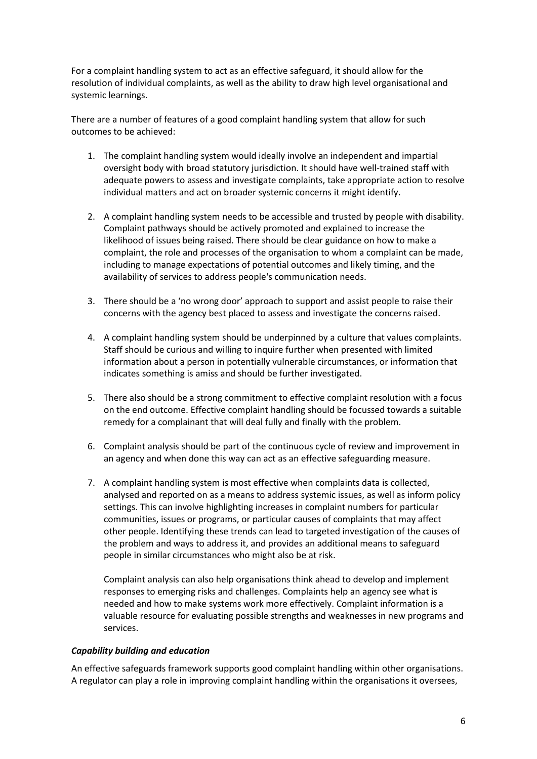For a complaint handling system to act as an effective safeguard, it should allow for the resolution of individual complaints, as well as the ability to draw high level organisational and systemic learnings.

There are a number of features of a good complaint handling system that allow for such outcomes to be achieved:

1. The complaint handling system would ideally involve an independent and impartial oversight body with broad statutory jurisdiction. It should have well-trained staff with adequate powers to assess and investigate complaints, take appropriate action to resolve individual matters and act on broader systemic concerns it might identify.

2. A complaint handling system needs to be accessible and trusted by people with disability. Complaint pathways should be actively promoted and explained to increase the likelihood of issues being raised. There should be clear guidance on how to make a complaint, the role and processes of the organisation to whom a complaint can be made, including to manage expectations of potential outcomes and likely timing, and the availability of services to address people's communication needs.

3. There should be a 'no wrong door' approach to support and assist people to raise their concerns with the agency best placed to assess and investigate the concerns raised.

4. A complaint handling system should be underpinned by a culture that values complaints. Staff should be curious and willing to inquire further when presented with limited information about a person in potentially vulnerable circumstances, or information that indicates something is amiss and should be further investigated.

5. There also should be a strong commitment to effective complaint resolution with a focus on the end outcome. Effective complaint handling should be focussed towards a suitable remedy for a complainant that will deal fully and finally with the problem.

6. Complaint analysis should be part of the continuous cycle of review and improvement in an agency and when done this way can act as an effective safeguarding measure.

7. A complaint handling system is most effective when complaints data is collected, analysed and reported on as a means to address systemic issues, as well as inform policy settings. This can involve highlighting increases in complaint numbers for particular communities, issues or programs, or particular causes of complaints that may affect other people. Identifying these trends can lead to targeted investigation of the causes of the problem and ways to address it, and provides an additional means to safeguard people in similar circumstances who might also be at risk.

   Complaint analysis can also help organisations think ahead to develop and implement responses to emerging risks and challenges. Complaints help an agency see what is needed and how to make systems work more effectively. Complaint information is a valuable resource for evaluating possible strengths and weaknesses in new programs and services.

***Capability building and education***

An effective safeguards framework supports good complaint handling within other organisations. A regulator can play a role in improving complaint handling within the organisations it oversees,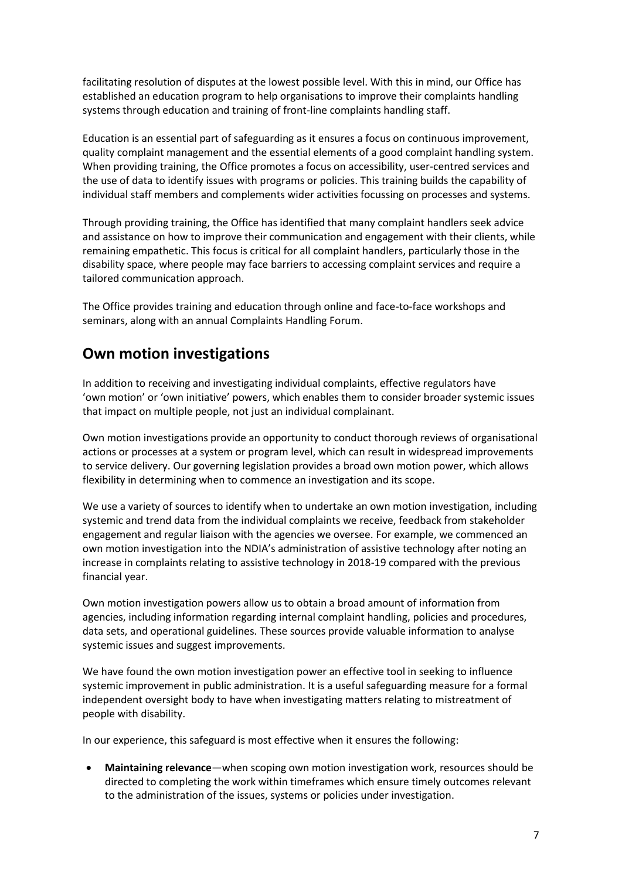facilitating resolution of disputes at the lowest possible level. With this in mind, our Office has established an education program to help organisations to improve their complaints handling systems through education and training of front-line complaints handling staff.

Education is an essential part of safeguarding as it ensures a focus on continuous improvement, quality complaint management and the essential elements of a good complaint handling system. When providing training, the Office promotes a focus on accessibility, user-centred services and the use of data to identify issues with programs or policies. This training builds the capability of individual staff members and complements wider activities focussing on processes and systems.

Through providing training, the Office has identified that many complaint handlers seek advice and assistance on how to improve their communication and engagement with their clients, while remaining empathetic. This focus is critical for all complaint handlers, particularly those in the disability space, where people may face barriers to accessing complaint services and require a tailored communication approach.

The Office provides training and education through online and face-to-face workshops and seminars, along with an annual Complaints Handling Forum.

## Own motion investigations

In addition to receiving and investigating individual complaints, effective regulators have 'own motion' or 'own initiative' powers, which enables them to consider broader systemic issues that impact on multiple people, not just an individual complainant.

Own motion investigations provide an opportunity to conduct thorough reviews of organisational actions or processes at a system or program level, which can result in widespread improvements to service delivery. Our governing legislation provides a broad own motion power, which allows flexibility in determining when to commence an investigation and its scope.

We use a variety of sources to identify when to undertake an own motion investigation, including systemic and trend data from the individual complaints we receive, feedback from stakeholder engagement and regular liaison with the agencies we oversee. For example, we commenced an own motion investigation into the NDIA's administration of assistive technology after noting an increase in complaints relating to assistive technology in 2018-19 compared with the previous financial year.

Own motion investigation powers allow us to obtain a broad amount of information from agencies, including information regarding internal complaint handling, policies and procedures, data sets, and operational guidelines. These sources provide valuable information to analyse systemic issues and suggest improvements.

We have found the own motion investigation power an effective tool in seeking to influence systemic improvement in public administration. It is a useful safeguarding measure for a formal independent oversight body to have when investigating matters relating to mistreatment of people with disability.

In our experience, this safeguard is most effective when it ensures the following:

- **Maintaining relevance**—when scoping own motion investigation work, resources should be directed to completing the work within timeframes which ensure timely outcomes relevant to the administration of the issues, systems or policies under investigation.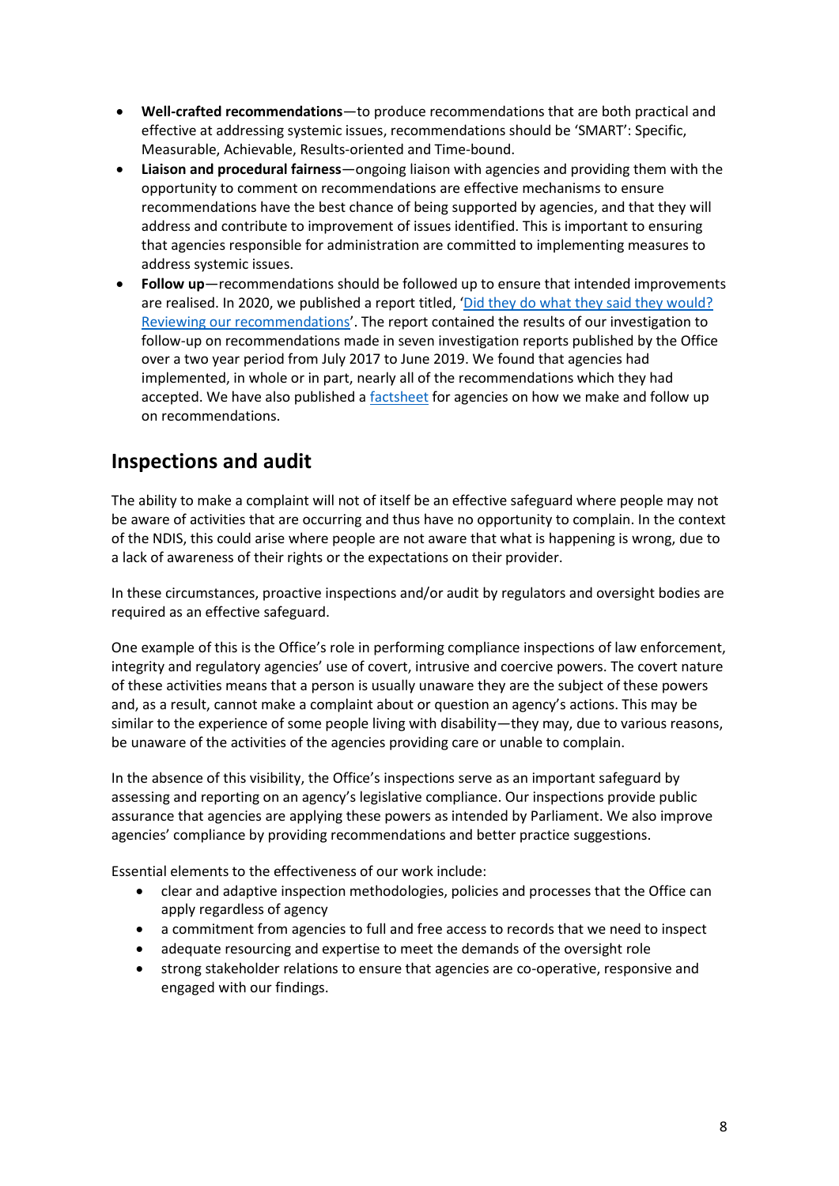- **Well-crafted recommendations**—to produce recommendations that are both practical and effective at addressing systemic issues, recommendations should be 'SMART': Specific, Measurable, Achievable, Results-oriented and Time-bound.
- **Liaison and procedural fairness**—ongoing liaison with agencies and providing them with the opportunity to comment on recommendations are effective mechanisms to ensure recommendations have the best chance of being supported by agencies, and that they will address and contribute to improvement of issues identified. This is important to ensuring that agencies responsible for administration are committed to implementing measures to address systemic issues.
- **Follow up**—recommendations should be followed up to ensure that intended improvements are realised. In 2020, we published a report titled, 'Did they do what they said they would? Reviewing our recommendations'. The report contained the results of our investigation to follow-up on recommendations made in seven investigation reports published by the Office over a two year period from July 2017 to June 2019. We found that agencies had implemented, in whole or in part, nearly all of the recommendations which they had accepted. We have also published a factsheet for agencies on how we make and follow up on recommendations.

## Inspections and audit

The ability to make a complaint will not of itself be an effective safeguard where people may not be aware of activities that are occurring and thus have no opportunity to complain. In the context of the NDIS, this could arise where people are not aware that what is happening is wrong, due to a lack of awareness of their rights or the expectations on their provider.

In these circumstances, proactive inspections and/or audit by regulators and oversight bodies are required as an effective safeguard.

One example of this is the Office's role in performing compliance inspections of law enforcement, integrity and regulatory agencies' use of covert, intrusive and coercive powers. The covert nature of these activities means that a person is usually unaware they are the subject of these powers and, as a result, cannot make a complaint about or question an agency's actions. This may be similar to the experience of some people living with disability—they may, due to various reasons, be unaware of the activities of the agencies providing care or unable to complain.

In the absence of this visibility, the Office's inspections serve as an important safeguard by assessing and reporting on an agency's legislative compliance. Our inspections provide public assurance that agencies are applying these powers as intended by Parliament. We also improve agencies' compliance by providing recommendations and better practice suggestions.

Essential elements to the effectiveness of our work include:

- clear and adaptive inspection methodologies, policies and processes that the Office can apply regardless of agency
- a commitment from agencies to full and free access to records that we need to inspect
- adequate resourcing and expertise to meet the demands of the oversight role
- strong stakeholder relations to ensure that agencies are co-operative, responsive and engaged with our findings.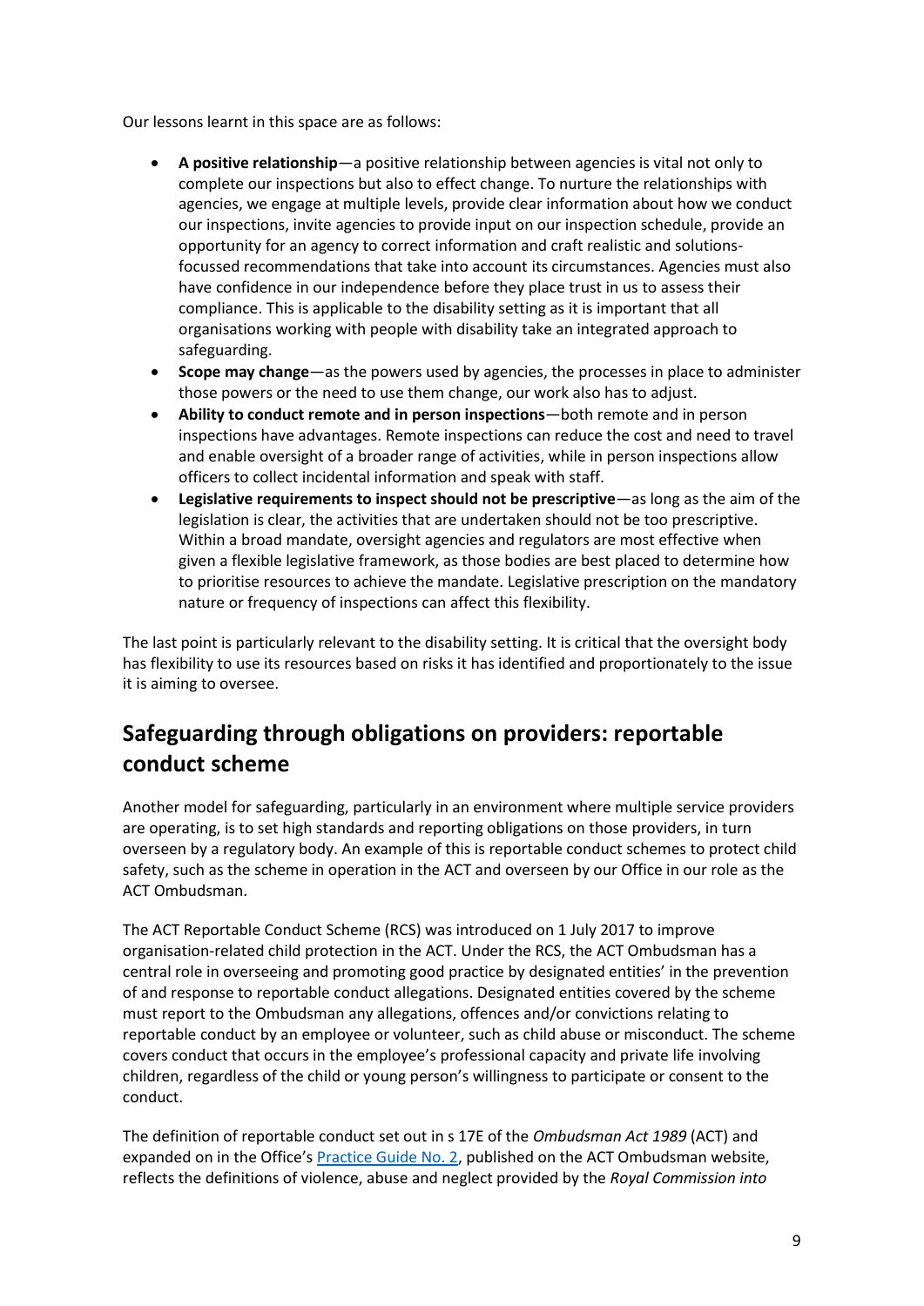Our lessons learnt in this space are as follows:

- **A positive relationship**—a positive relationship between agencies is vital not only to complete our inspections but also to effect change. To nurture the relationships with agencies, we engage at multiple levels, provide clear information about how we conduct our inspections, invite agencies to provide input on our inspection schedule, provide an opportunity for an agency to correct information and craft realistic and solutions-focussed recommendations that take into account its circumstances. Agencies must also have confidence in our independence before they place trust in us to assess their compliance. This is applicable to the disability setting as it is important that all organisations working with people with disability take an integrated approach to safeguarding.
- **Scope may change**—as the powers used by agencies, the processes in place to administer those powers or the need to use them change, our work also has to adjust.
- **Ability to conduct remote and in person inspections**—both remote and in person inspections have advantages. Remote inspections can reduce the cost and need to travel and enable oversight of a broader range of activities, while in person inspections allow officers to collect incidental information and speak with staff.
- **Legislative requirements to inspect should not be prescriptive**—as long as the aim of the legislation is clear, the activities that are undertaken should not be too prescriptive. Within a broad mandate, oversight agencies and regulators are most effective when given a flexible legislative framework, as those bodies are best placed to determine how to prioritise resources to achieve the mandate. Legislative prescription on the mandatory nature or frequency of inspections can affect this flexibility.

The last point is particularly relevant to the disability setting. It is critical that the oversight body has flexibility to use its resources based on risks it has identified and proportionately to the issue it is aiming to oversee.

## Safeguarding through obligations on providers: reportable conduct scheme

Another model for safeguarding, particularly in an environment where multiple service providers are operating, is to set high standards and reporting obligations on those providers, in turn overseen by a regulatory body. An example of this is reportable conduct schemes to protect child safety, such as the scheme in operation in the ACT and overseen by our Office in our role as the ACT Ombudsman.

The ACT Reportable Conduct Scheme (RCS) was introduced on 1 July 2017 to improve organisation-related child protection in the ACT. Under the RCS, the ACT Ombudsman has a central role in overseeing and promoting good practice by designated entities' in the prevention of and response to reportable conduct allegations. Designated entities covered by the scheme must report to the Ombudsman any allegations, offences and/or convictions relating to reportable conduct by an employee or volunteer, such as child abuse or misconduct. The scheme covers conduct that occurs in the employee's professional capacity and private life involving children, regardless of the child or young person's willingness to participate or consent to the conduct.

The definition of reportable conduct set out in s 17E of the *Ombudsman Act 1989* (ACT) and expanded on in the Office's Practice Guide No. 2, published on the ACT Ombudsman website, reflects the definitions of violence, abuse and neglect provided by the *Royal Commission into*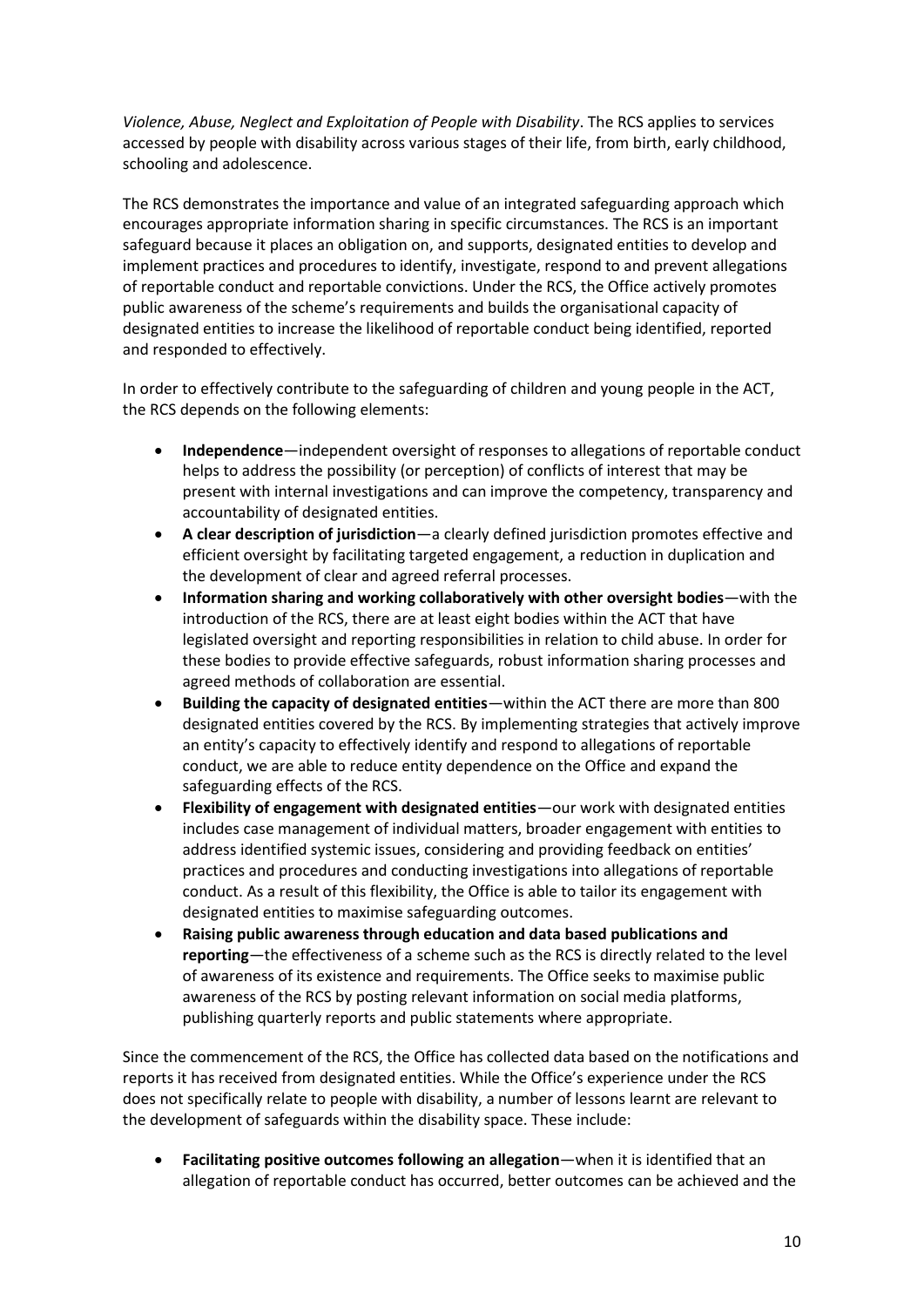*Violence, Abuse, Neglect and Exploitation of People with Disability*. The RCS applies to services accessed by people with disability across various stages of their life, from birth, early childhood, schooling and adolescence.

The RCS demonstrates the importance and value of an integrated safeguarding approach which encourages appropriate information sharing in specific circumstances. The RCS is an important safeguard because it places an obligation on, and supports, designated entities to develop and implement practices and procedures to identify, investigate, respond to and prevent allegations of reportable conduct and reportable convictions. Under the RCS, the Office actively promotes public awareness of the scheme's requirements and builds the organisational capacity of designated entities to increase the likelihood of reportable conduct being identified, reported and responded to effectively.

In order to effectively contribute to the safeguarding of children and young people in the ACT, the RCS depends on the following elements:

- **Independence**—independent oversight of responses to allegations of reportable conduct helps to address the possibility (or perception) of conflicts of interest that may be present with internal investigations and can improve the competency, transparency and accountability of designated entities.
- **A clear description of jurisdiction**—a clearly defined jurisdiction promotes effective and efficient oversight by facilitating targeted engagement, a reduction in duplication and the development of clear and agreed referral processes.
- **Information sharing and working collaboratively with other oversight bodies**—with the introduction of the RCS, there are at least eight bodies within the ACT that have legislated oversight and reporting responsibilities in relation to child abuse. In order for these bodies to provide effective safeguards, robust information sharing processes and agreed methods of collaboration are essential.
- **Building the capacity of designated entities**—within the ACT there are more than 800 designated entities covered by the RCS. By implementing strategies that actively improve an entity's capacity to effectively identify and respond to allegations of reportable conduct, we are able to reduce entity dependence on the Office and expand the safeguarding effects of the RCS.
- **Flexibility of engagement with designated entities**—our work with designated entities includes case management of individual matters, broader engagement with entities to address identified systemic issues, considering and providing feedback on entities' practices and procedures and conducting investigations into allegations of reportable conduct. As a result of this flexibility, the Office is able to tailor its engagement with designated entities to maximise safeguarding outcomes.
- **Raising public awareness through education and data based publications and reporting**—the effectiveness of a scheme such as the RCS is directly related to the level of awareness of its existence and requirements. The Office seeks to maximise public awareness of the RCS by posting relevant information on social media platforms, publishing quarterly reports and public statements where appropriate.

Since the commencement of the RCS, the Office has collected data based on the notifications and reports it has received from designated entities. While the Office's experience under the RCS does not specifically relate to people with disability, a number of lessons learnt are relevant to the development of safeguards within the disability space. These include:

- **Facilitating positive outcomes following an allegation**—when it is identified that an allegation of reportable conduct has occurred, better outcomes can be achieved and the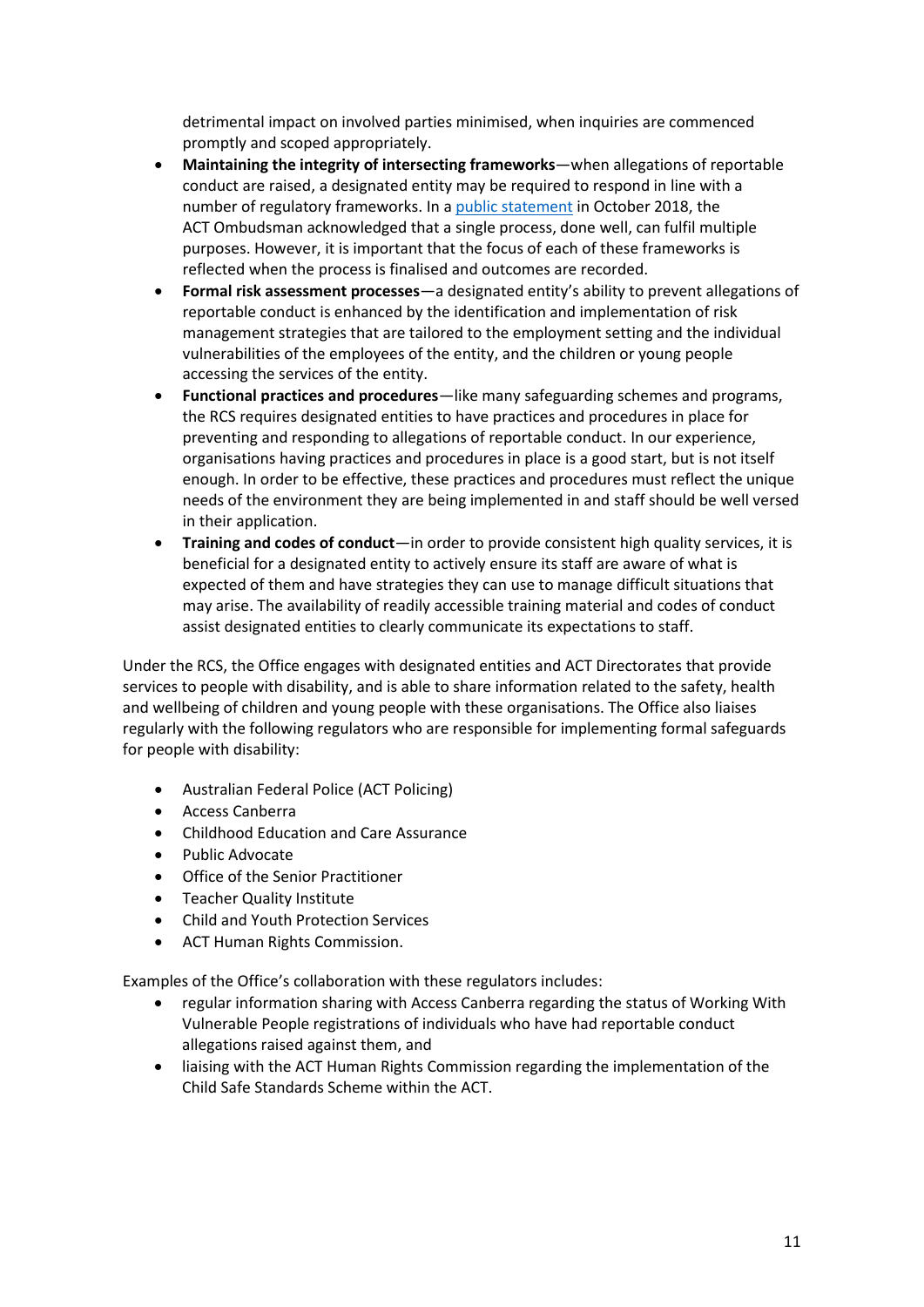detrimental impact on involved parties minimised, when inquiries are commenced promptly and scoped appropriately.

- **Maintaining the integrity of intersecting frameworks**—when allegations of reportable conduct are raised, a designated entity may be required to respond in line with a number of regulatory frameworks. In a public statement in October 2018, the ACT Ombudsman acknowledged that a single process, done well, can fulfil multiple purposes. However, it is important that the focus of each of these frameworks is reflected when the process is finalised and outcomes are recorded.
- **Formal risk assessment processes**—a designated entity's ability to prevent allegations of reportable conduct is enhanced by the identification and implementation of risk management strategies that are tailored to the employment setting and the individual vulnerabilities of the employees of the entity, and the children or young people accessing the services of the entity.
- **Functional practices and procedures**—like many safeguarding schemes and programs, the RCS requires designated entities to have practices and procedures in place for preventing and responding to allegations of reportable conduct. In our experience, organisations having practices and procedures in place is a good start, but is not itself enough. In order to be effective, these practices and procedures must reflect the unique needs of the environment they are being implemented in and staff should be well versed in their application.
- **Training and codes of conduct**—in order to provide consistent high quality services, it is beneficial for a designated entity to actively ensure its staff are aware of what is expected of them and have strategies they can use to manage difficult situations that may arise. The availability of readily accessible training material and codes of conduct assist designated entities to clearly communicate its expectations to staff.

Under the RCS, the Office engages with designated entities and ACT Directorates that provide services to people with disability, and is able to share information related to the safety, health and wellbeing of children and young people with these organisations. The Office also liaises regularly with the following regulators who are responsible for implementing formal safeguards for people with disability:

- Australian Federal Police (ACT Policing)
- Access Canberra
- Childhood Education and Care Assurance
- Public Advocate
- Office of the Senior Practitioner
- Teacher Quality Institute
- Child and Youth Protection Services
- ACT Human Rights Commission.

Examples of the Office's collaboration with these regulators includes:

- regular information sharing with Access Canberra regarding the status of Working With Vulnerable People registrations of individuals who have had reportable conduct allegations raised against them, and
- liaising with the ACT Human Rights Commission regarding the implementation of the Child Safe Standards Scheme within the ACT.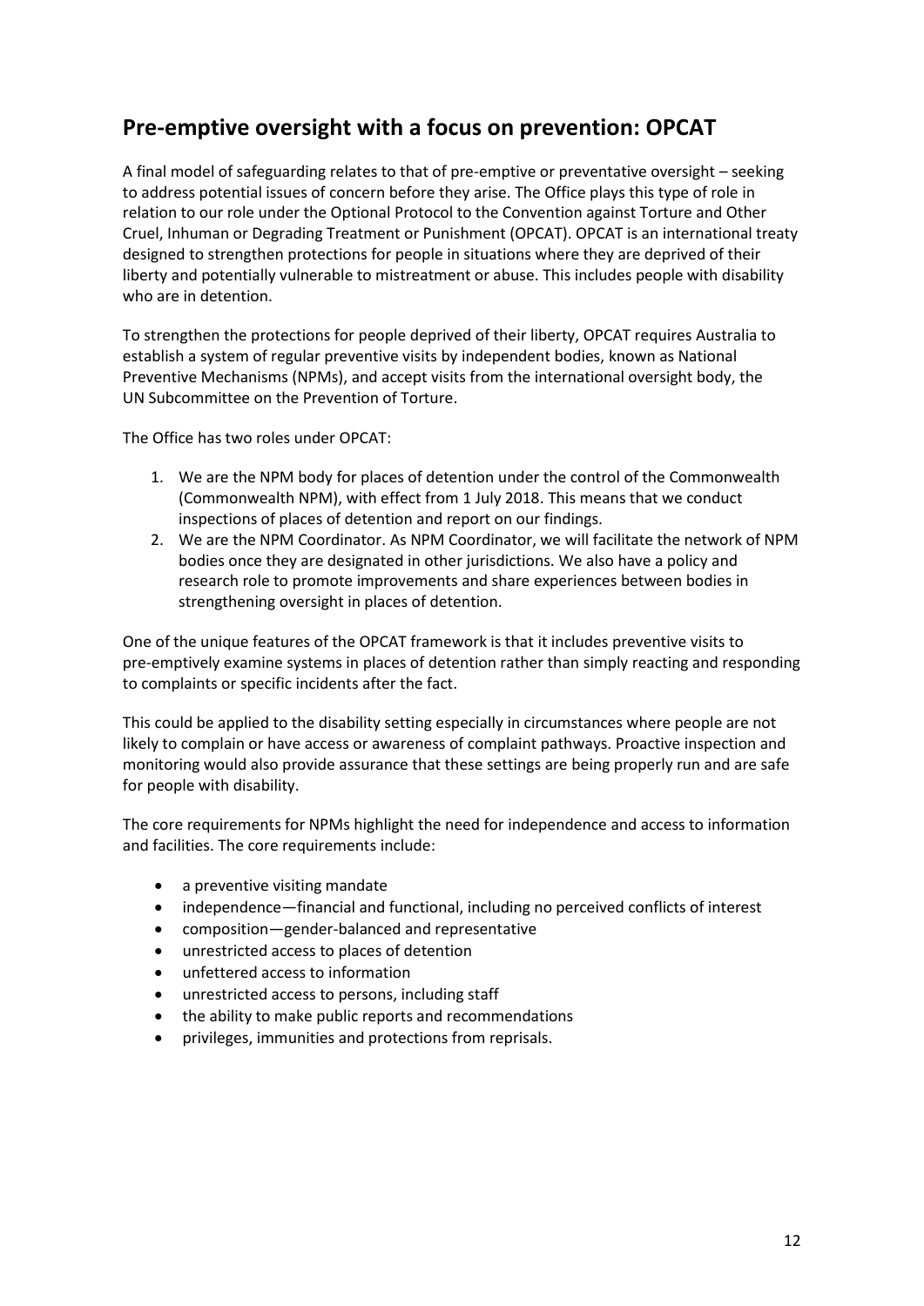## Pre-emptive oversight with a focus on prevention: OPCAT

A final model of safeguarding relates to that of pre-emptive or preventative oversight – seeking to address potential issues of concern before they arise. The Office plays this type of role in relation to our role under the Optional Protocol to the Convention against Torture and Other Cruel, Inhuman or Degrading Treatment or Punishment (OPCAT). OPCAT is an international treaty designed to strengthen protections for people in situations where they are deprived of their liberty and potentially vulnerable to mistreatment or abuse. This includes people with disability who are in detention.

To strengthen the protections for people deprived of their liberty, OPCAT requires Australia to establish a system of regular preventive visits by independent bodies, known as National Preventive Mechanisms (NPMs), and accept visits from the international oversight body, the UN Subcommittee on the Prevention of Torture.

The Office has two roles under OPCAT:

1. We are the NPM body for places of detention under the control of the Commonwealth (Commonwealth NPM), with effect from 1 July 2018. This means that we conduct inspections of places of detention and report on our findings.
2. We are the NPM Coordinator. As NPM Coordinator, we will facilitate the network of NPM bodies once they are designated in other jurisdictions. We also have a policy and research role to promote improvements and share experiences between bodies in strengthening oversight in places of detention.

One of the unique features of the OPCAT framework is that it includes preventive visits to pre-emptively examine systems in places of detention rather than simply reacting and responding to complaints or specific incidents after the fact.

This could be applied to the disability setting especially in circumstances where people are not likely to complain or have access or awareness of complaint pathways. Proactive inspection and monitoring would also provide assurance that these settings are being properly run and are safe for people with disability.

The core requirements for NPMs highlight the need for independence and access to information and facilities. The core requirements include:

- a preventive visiting mandate
- independence—financial and functional, including no perceived conflicts of interest
- composition—gender-balanced and representative
- unrestricted access to places of detention
- unfettered access to information
- unrestricted access to persons, including staff
- the ability to make public reports and recommendations
- privileges, immunities and protections from reprisals.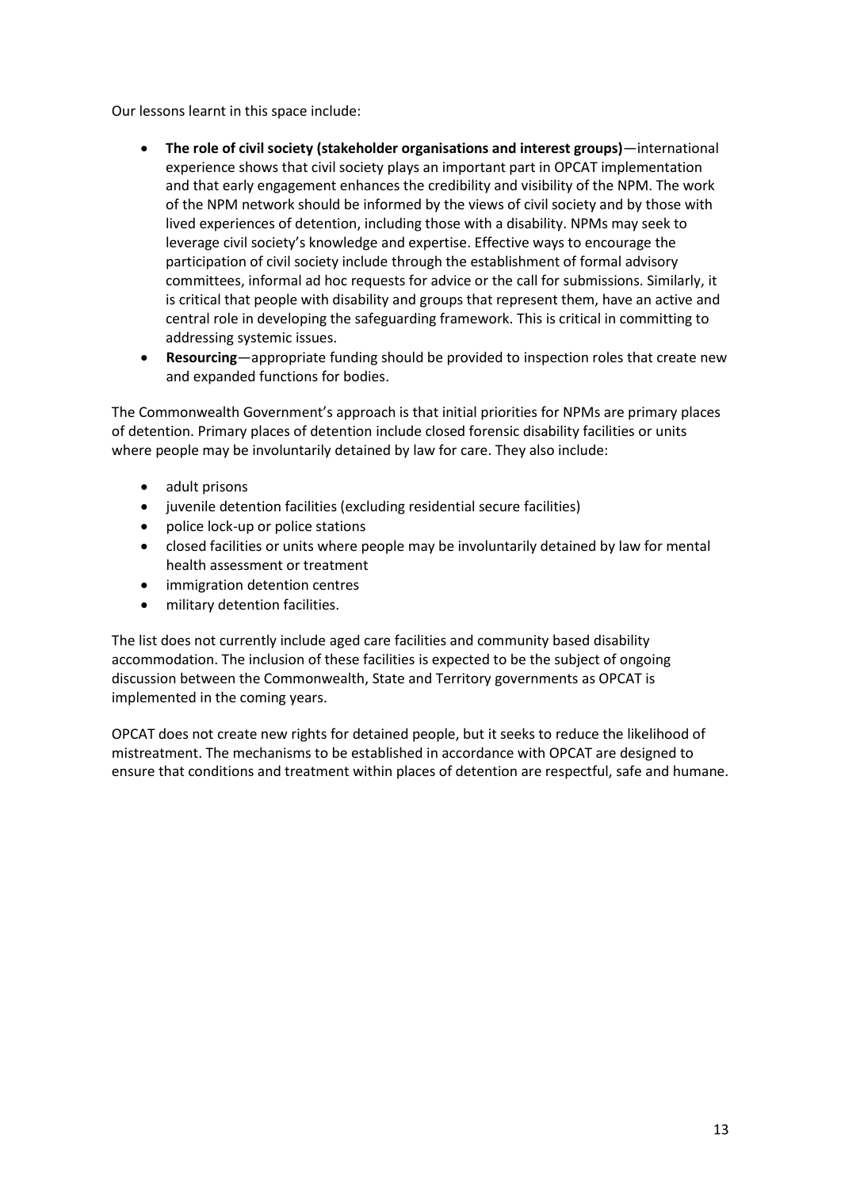Our lessons learnt in this space include:

- **The role of civil society (stakeholder organisations and interest groups)**—international experience shows that civil society plays an important part in OPCAT implementation and that early engagement enhances the credibility and visibility of the NPM. The work of the NPM network should be informed by the views of civil society and by those with lived experiences of detention, including those with a disability. NPMs may seek to leverage civil society's knowledge and expertise. Effective ways to encourage the participation of civil society include through the establishment of formal advisory committees, informal ad hoc requests for advice or the call for submissions. Similarly, it is critical that people with disability and groups that represent them, have an active and central role in developing the safeguarding framework. This is critical in committing to addressing systemic issues.
- **Resourcing**—appropriate funding should be provided to inspection roles that create new and expanded functions for bodies.

The Commonwealth Government's approach is that initial priorities for NPMs are primary places of detention. Primary places of detention include closed forensic disability facilities or units where people may be involuntarily detained by law for care. They also include:

- adult prisons
- juvenile detention facilities (excluding residential secure facilities)
- police lock-up or police stations
- closed facilities or units where people may be involuntarily detained by law for mental health assessment or treatment
- immigration detention centres
- military detention facilities.

The list does not currently include aged care facilities and community based disability accommodation. The inclusion of these facilities is expected to be the subject of ongoing discussion between the Commonwealth, State and Territory governments as OPCAT is implemented in the coming years.

OPCAT does not create new rights for detained people, but it seeks to reduce the likelihood of mistreatment. The mechanisms to be established in accordance with OPCAT are designed to ensure that conditions and treatment within places of detention are respectful, safe and humane.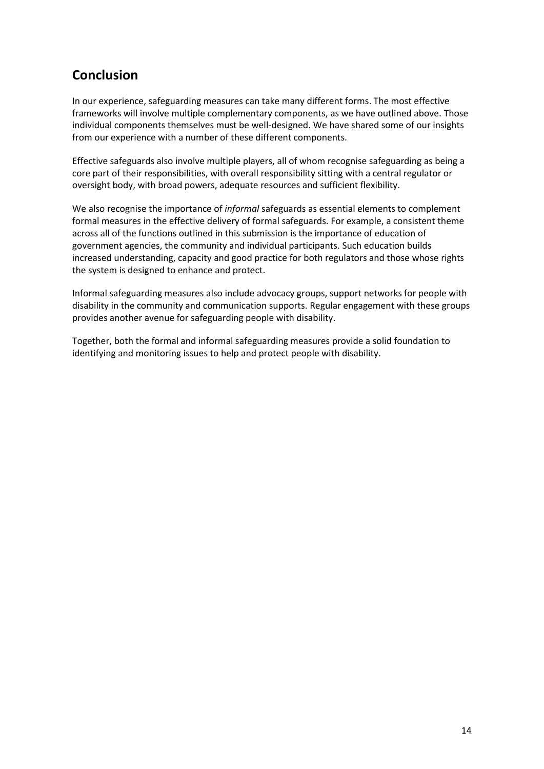## Conclusion

In our experience, safeguarding measures can take many different forms. The most effective frameworks will involve multiple complementary components, as we have outlined above. Those individual components themselves must be well-designed. We have shared some of our insights from our experience with a number of these different components.

Effective safeguards also involve multiple players, all of whom recognise safeguarding as being a core part of their responsibilities, with overall responsibility sitting with a central regulator or oversight body, with broad powers, adequate resources and sufficient flexibility.

We also recognise the importance of *informal* safeguards as essential elements to complement formal measures in the effective delivery of formal safeguards. For example, a consistent theme across all of the functions outlined in this submission is the importance of education of government agencies, the community and individual participants. Such education builds increased understanding, capacity and good practice for both regulators and those whose rights the system is designed to enhance and protect.

Informal safeguarding measures also include advocacy groups, support networks for people with disability in the community and communication supports. Regular engagement with these groups provides another avenue for safeguarding people with disability.

Together, both the formal and informal safeguarding measures provide a solid foundation to identifying and monitoring issues to help and protect people with disability.